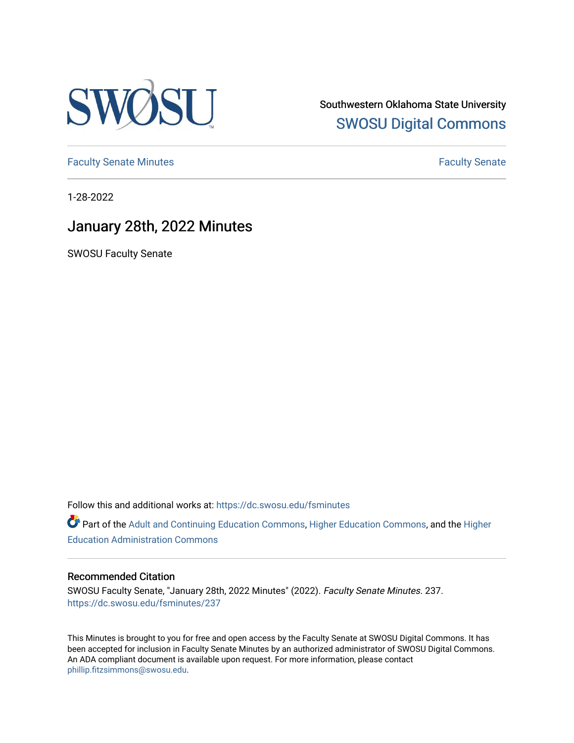Southwestern Oklahoma State University

SWOSU Digital Commons

Faculty Senate Minutes

Faculty Senate

1-28-2022

# January 28th, 2022 Minutes

SWOSU Faculty Senate

Follow this and additional works at: https://dc.swosu.edu/fsminutes

Part of the Adult and Continuing Education Commons, Higher Education Commons, and the Higher Education Administration Commons

## Recommended Citation

SWOSU Faculty Senate, "January 28th, 2022 Minutes" (2022). *Faculty Senate Minutes*. 237.
https://dc.swosu.edu/fsminutes/237

This Minutes is brought to you for free and open access by the Faculty Senate at SWOSU Digital Commons. It has been accepted for inclusion in Faculty Senate Minutes by an authorized administrator of SWOSU Digital Commons. An ADA compliant document is available upon request. For more information, please contact phillip.fitzsimmons@swosu.edu.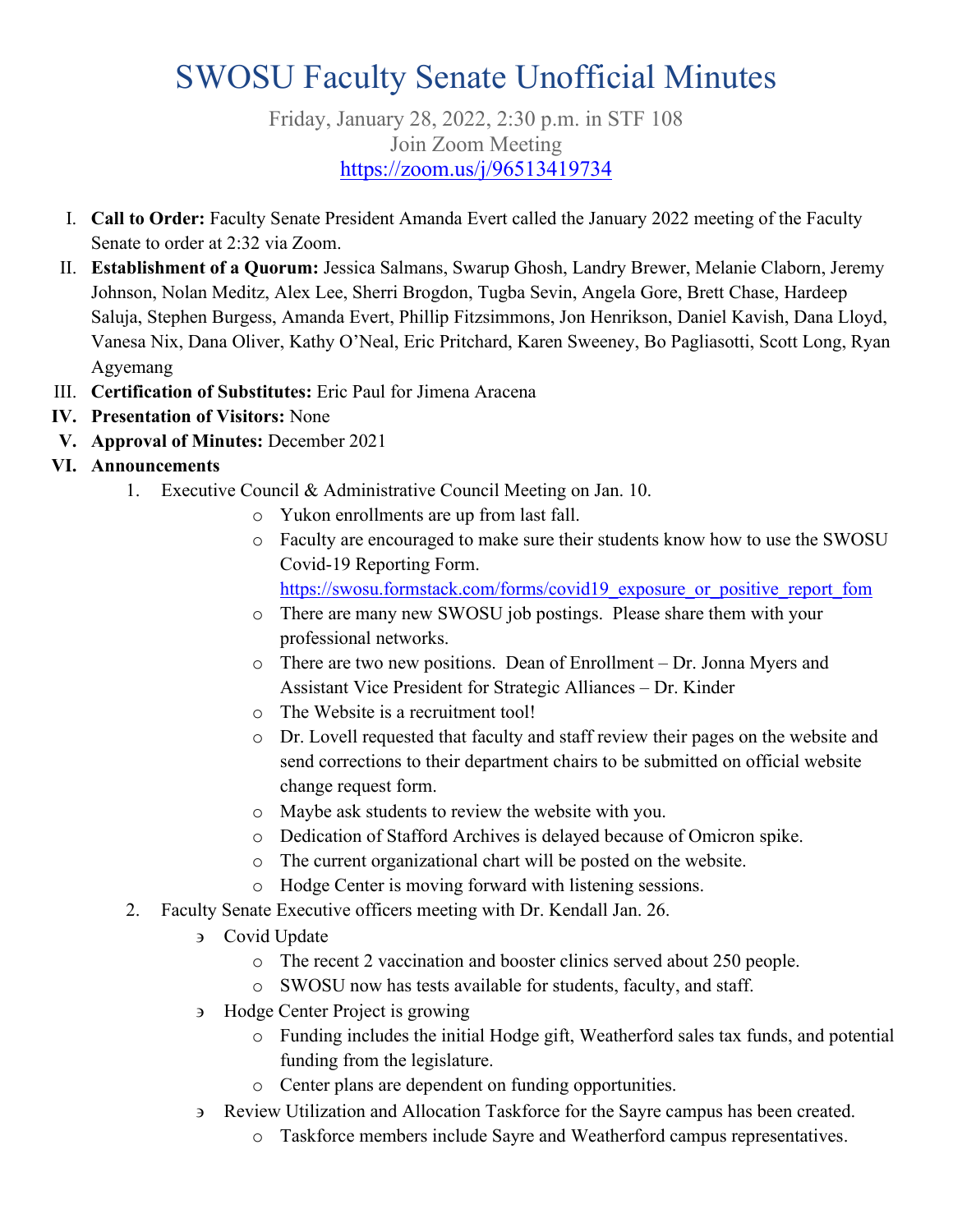# SWOSU Faculty Senate Unofficial Minutes

Friday, January 28, 2022, 2:30 p.m. in STF 108
Join Zoom Meeting
https://zoom.us/j/96513419734

I. **Call to Order:** Faculty Senate President Amanda Evert called the January 2022 meeting of the Faculty Senate to order at 2:32 via Zoom.

II. **Establishment of a Quorum:** Jessica Salmans, Swarup Ghosh, Landry Brewer, Melanie Claborn, Jeremy Johnson, Nolan Meditz, Alex Lee, Sherri Brogdon, Tugba Sevin, Angela Gore, Brett Chase, Hardeep Saluja, Stephen Burgess, Amanda Evert, Phillip Fitzsimmons, Jon Henrikson, Daniel Kavish, Dana Lloyd, Vanesa Nix, Dana Oliver, Kathy O'Neal, Eric Pritchard, Karen Sweeney, Bo Pagliasotti, Scott Long, Ryan Agyemang

III. **Certification of Substitutes:** Eric Paul for Jimena Aracena

**IV. Presentation of Visitors:** None

**V. Approval of Minutes:** December 2021

**VI. Announcements**

1. Executive Council & Administrative Council Meeting on Jan. 10.
   - Yukon enrollments are up from last fall.
   - Faculty are encouraged to make sure their students know how to use the SWOSU Covid-19 Reporting Form. https://swosu.formstack.com/forms/covid19_exposure_or_positive_report_fom
   - There are many new SWOSU job postings. Please share them with your professional networks.
   - There are two new positions. Dean of Enrollment – Dr. Jonna Myers and Assistant Vice President for Strategic Alliances – Dr. Kinder
   - The Website is a recruitment tool!
   - Dr. Lovell requested that faculty and staff review their pages on the website and send corrections to their department chairs to be submitted on official website change request form.
   - Maybe ask students to review the website with you.
   - Dedication of Stafford Archives is delayed because of Omicron spike.
   - The current organizational chart will be posted on the website.
   - Hodge Center is moving forward with listening sessions.
2. Faculty Senate Executive officers meeting with Dr. Kendall Jan. 26.
   - Covid Update
     - The recent 2 vaccination and booster clinics served about 250 people.
     - SWOSU now has tests available for students, faculty, and staff.
   - Hodge Center Project is growing
     - Funding includes the initial Hodge gift, Weatherford sales tax funds, and potential funding from the legislature.
     - Center plans are dependent on funding opportunities.
   - Review Utilization and Allocation Taskforce for the Sayre campus has been created.
     - Taskforce members include Sayre and Weatherford campus representatives.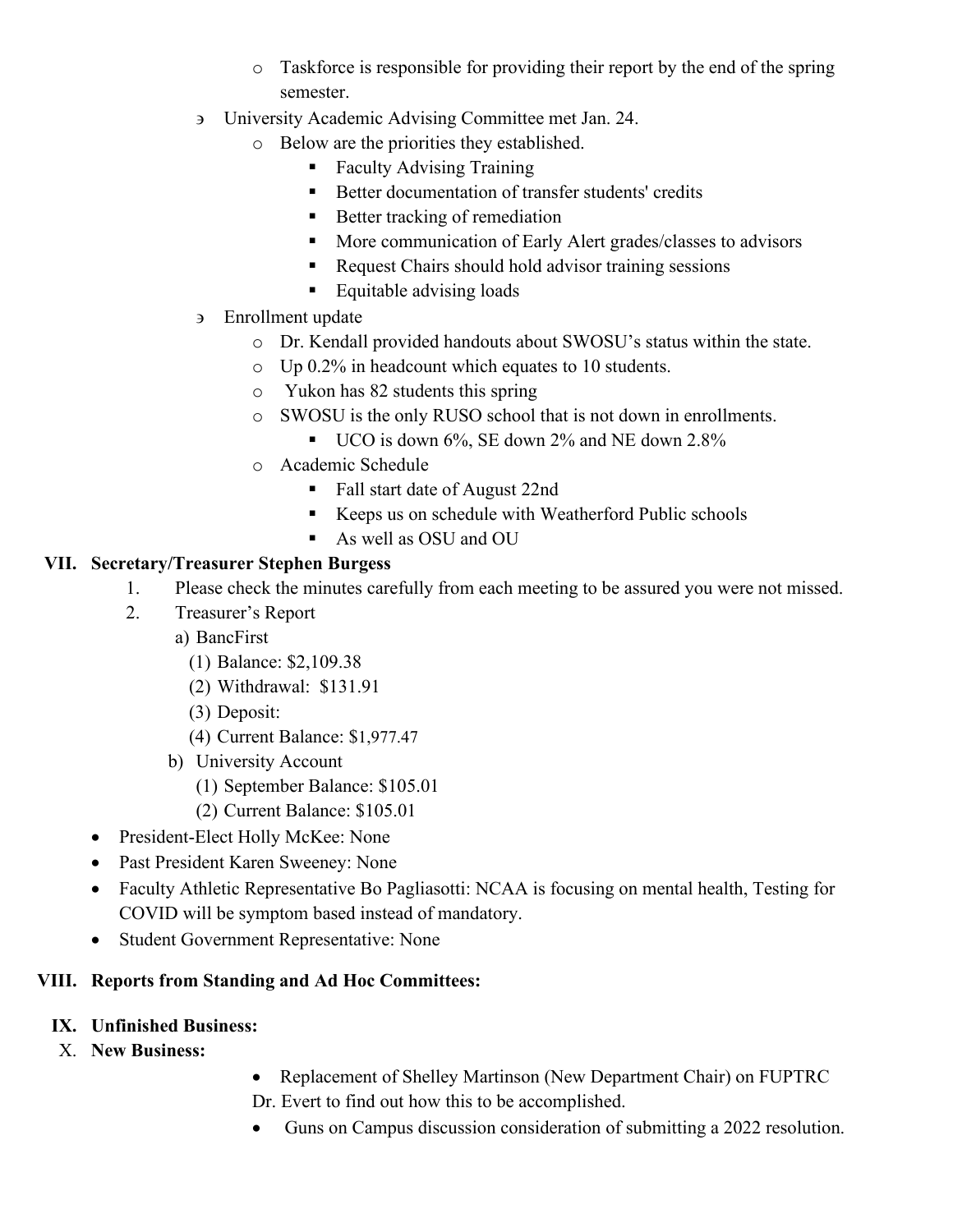- Taskforce is responsible for providing their report by the end of the spring semester.

- University Academic Advising Committee met Jan. 24.
  - Below are the priorities they established.
    - Faculty Advising Training
    - Better documentation of transfer students' credits
    - Better tracking of remediation
    - More communication of Early Alert grades/classes to advisors
    - Request Chairs should hold advisor training sessions
    - Equitable advising loads
- Enrollment update
  - Dr. Kendall provided handouts about SWOSU's status within the state.
  - Up 0.2% in headcount which equates to 10 students.
  - Yukon has 82 students this spring
  - SWOSU is the only RUSO school that is not down in enrollments.
    - UCO is down 6%, SE down 2% and NE down 2.8%
  - Academic Schedule
    - Fall start date of August 22nd
    - Keeps us on schedule with Weatherford Public schools
    - As well as OSU and OU

## VII. Secretary/Treasurer Stephen Burgess

1. Please check the minutes carefully from each meeting to be assured you were not missed.
2. Treasurer's Report
   a) BancFirst
      (1) Balance: $2,109.38
      (2) Withdrawal: $131.91
      (3) Deposit:
      (4) Current Balance: $1,977.47
   b) University Account
      (1) September Balance: $105.01
      (2) Current Balance: $105.01

- President-Elect Holly McKee: None
- Past President Karen Sweeney: None
- Faculty Athletic Representative Bo Pagliasotti: NCAA is focusing on mental health, Testing for COVID will be symptom based instead of mandatory.
- Student Government Representative: None

## VIII. Reports from Standing and Ad Hoc Committees:

## IX. Unfinished Business:

## X. New Business:

- Replacement of Shelley Martinson (New Department Chair) on FUPTRC

  Dr. Evert to find out how this to be accomplished.
- Guns on Campus discussion consideration of submitting a 2022 resolution.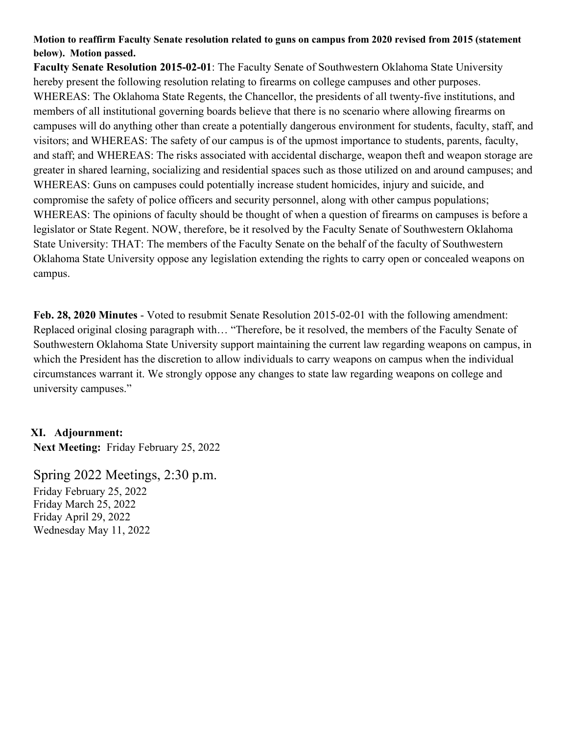**Motion to reaffirm Faculty Senate resolution related to guns on campus from 2020 revised from 2015 (statement below). Motion passed.**

**Faculty Senate Resolution 2015-02-01**: The Faculty Senate of Southwestern Oklahoma State University hereby present the following resolution relating to firearms on college campuses and other purposes. WHEREAS: The Oklahoma State Regents, the Chancellor, the presidents of all twenty-five institutions, and members of all institutional governing boards believe that there is no scenario where allowing firearms on campuses will do anything other than create a potentially dangerous environment for students, faculty, staff, and visitors; and WHEREAS: The safety of our campus is of the upmost importance to students, parents, faculty, and staff; and WHEREAS: The risks associated with accidental discharge, weapon theft and weapon storage are greater in shared learning, socializing and residential spaces such as those utilized on and around campuses; and WHEREAS: Guns on campuses could potentially increase student homicides, injury and suicide, and compromise the safety of police officers and security personnel, along with other campus populations; WHEREAS: The opinions of faculty should be thought of when a question of firearms on campuses is before a legislator or State Regent. NOW, therefore, be it resolved by the Faculty Senate of Southwestern Oklahoma State University: THAT: The members of the Faculty Senate on the behalf of the faculty of Southwestern Oklahoma State University oppose any legislation extending the rights to carry open or concealed weapons on campus.

**Feb. 28, 2020 Minutes** - Voted to resubmit Senate Resolution 2015-02-01 with the following amendment: Replaced original closing paragraph with… "Therefore, be it resolved, the members of the Faculty Senate of Southwestern Oklahoma State University support maintaining the current law regarding weapons on campus, in which the President has the discretion to allow individuals to carry weapons on campus when the individual circumstances warrant it. We strongly oppose any changes to state law regarding weapons on college and university campuses."

## XI. Adjournment:

**Next Meeting:** Friday February 25, 2022

### Spring 2022 Meetings, 2:30 p.m.

Friday February 25, 2022
Friday March 25, 2022
Friday April 29, 2022
Wednesday May 11, 2022